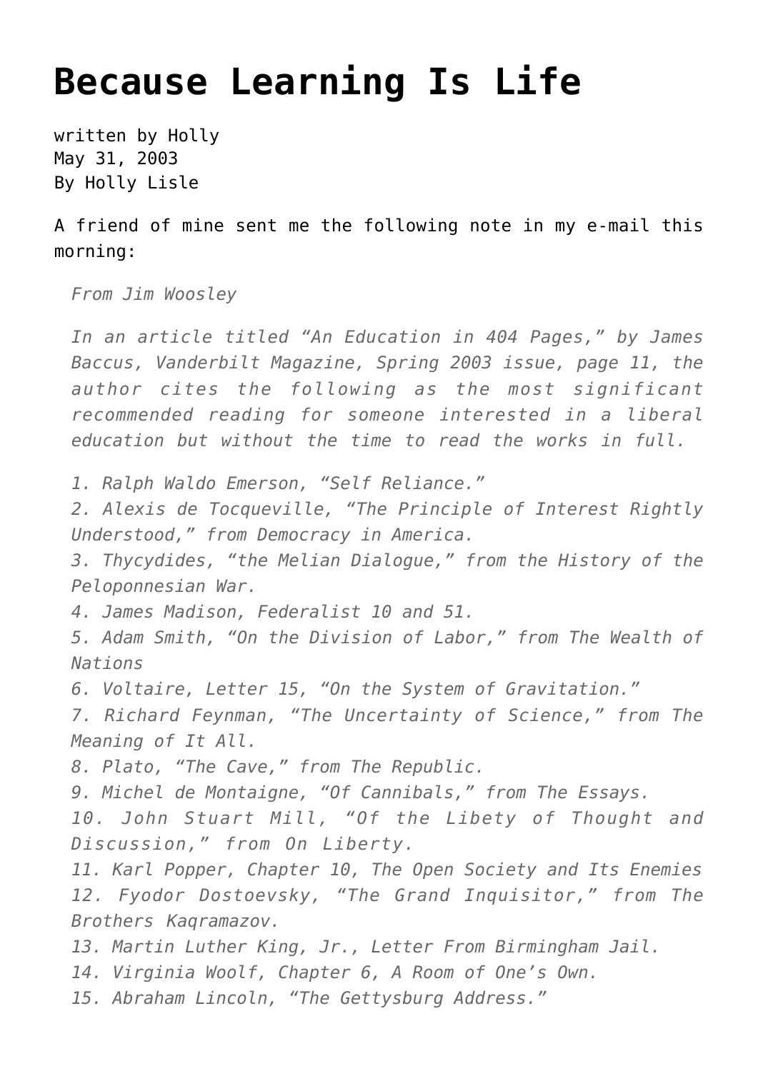# Because Learning Is Life

written by Holly
May 31, 2003
By Holly Lisle

A friend of mine sent me the following note in my e-mail this morning:

> *From Jim Woosley*
>
> *In an article titled "An Education in 404 Pages," by James Baccus, Vanderbilt Magazine, Spring 2003 issue, page 11, the author cites the following as the most significant recommended reading for someone interested in a liberal education but without the time to read the works in full.*
>
> *1. Ralph Waldo Emerson, "Self Reliance."*
> *2. Alexis de Tocqueville, "The Principle of Interest Rightly Understood," from Democracy in America.*
> *3. Thycydides, "the Melian Dialogue," from the History of the Peloponnesian War.*
> *4. James Madison, Federalist 10 and 51.*
> *5. Adam Smith, "On the Division of Labor," from The Wealth of Nations*
> *6. Voltaire, Letter 15, "On the System of Gravitation."*
> *7. Richard Feynman, "The Uncertainty of Science," from The Meaning of It All.*
> *8. Plato, "The Cave," from The Republic.*
> *9. Michel de Montaigne, "Of Cannibals," from The Essays.*
> *10. John Stuart Mill, "Of the Libety of Thought and Discussion," from On Liberty.*
> *11. Karl Popper, Chapter 10, The Open Society and Its Enemies*
> *12. Fyodor Dostoevsky, "The Grand Inquisitor," from The Brothers Kaqramazov.*
> *13. Martin Luther King, Jr., Letter From Birmingham Jail.*
> *14. Virginia Woolf, Chapter 6, A Room of One's Own.*
> *15. Abraham Lincoln, "The Gettysburg Address."*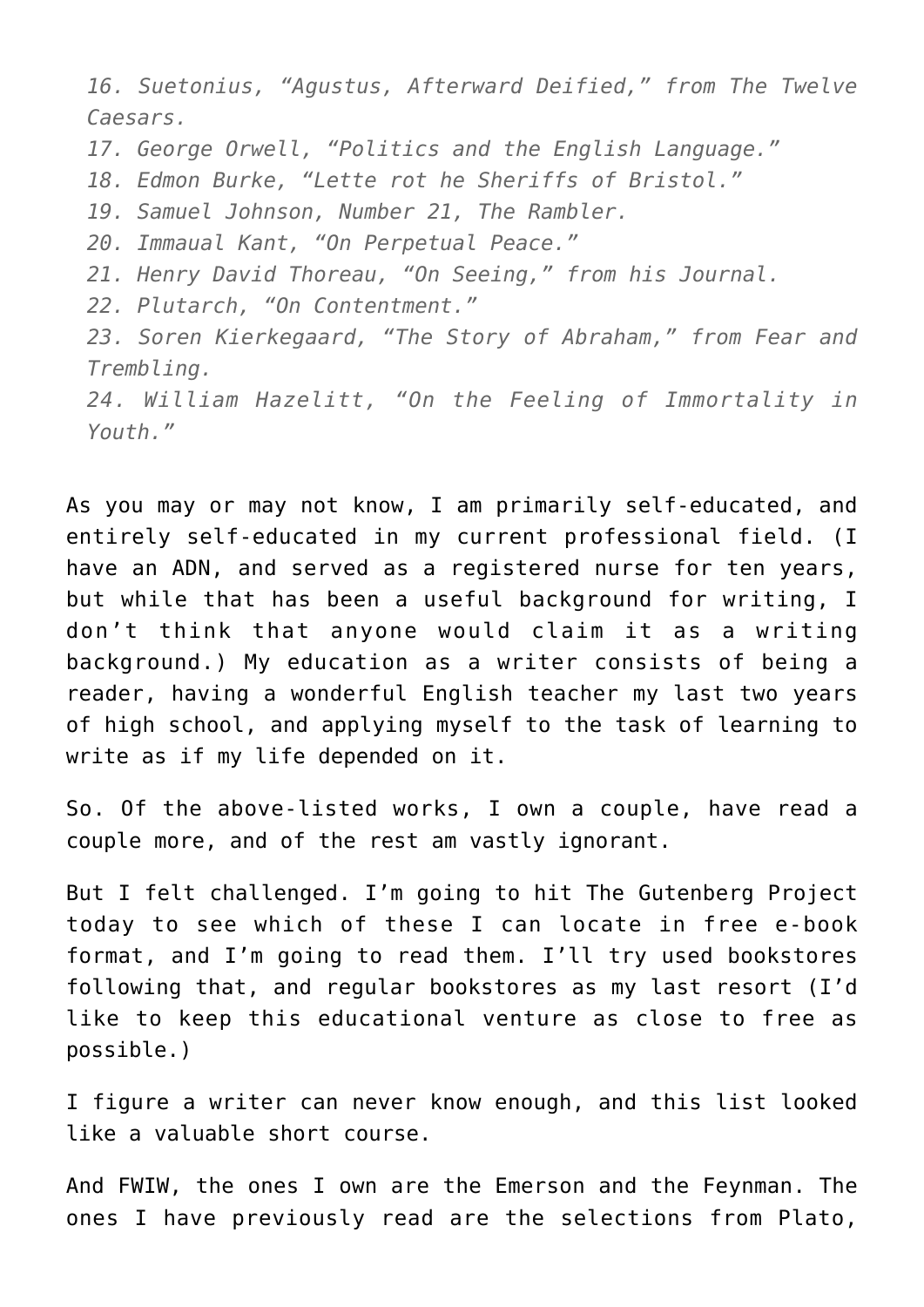*16. Suetonius, "Agustus, Afterward Deified," from The Twelve Caesars.*
*17. George Orwell, "Politics and the English Language."*
*18. Edmon Burke, "Lette rot he Sheriffs of Bristol."*
*19. Samuel Johnson, Number 21, The Rambler.*
*20. Immaual Kant, "On Perpetual Peace."*
*21. Henry David Thoreau, "On Seeing," from his Journal.*
*22. Plutarch, "On Contentment."*
*23. Soren Kierkegaard, "The Story of Abraham," from Fear and Trembling.*
*24. William Hazelitt, "On the Feeling of Immortality in Youth."*

As you may or may not know, I am primarily self-educated, and entirely self-educated in my current professional field. (I have an ADN, and served as a registered nurse for ten years, but while that has been a useful background for writing, I don't think that anyone would claim it as a writing background.) My education as a writer consists of being a reader, having a wonderful English teacher my last two years of high school, and applying myself to the task of learning to write as if my life depended on it.

So. Of the above-listed works, I own a couple, have read a couple more, and of the rest am vastly ignorant.

But I felt challenged. I'm going to hit The Gutenberg Project today to see which of these I can locate in free e-book format, and I'm going to read them. I'll try used bookstores following that, and regular bookstores as my last resort (I'd like to keep this educational venture as close to free as possible.)

I figure a writer can never know enough, and this list looked like a valuable short course.

And FWIW, the ones I own are the Emerson and the Feynman. The ones I have previously read are the selections from Plato,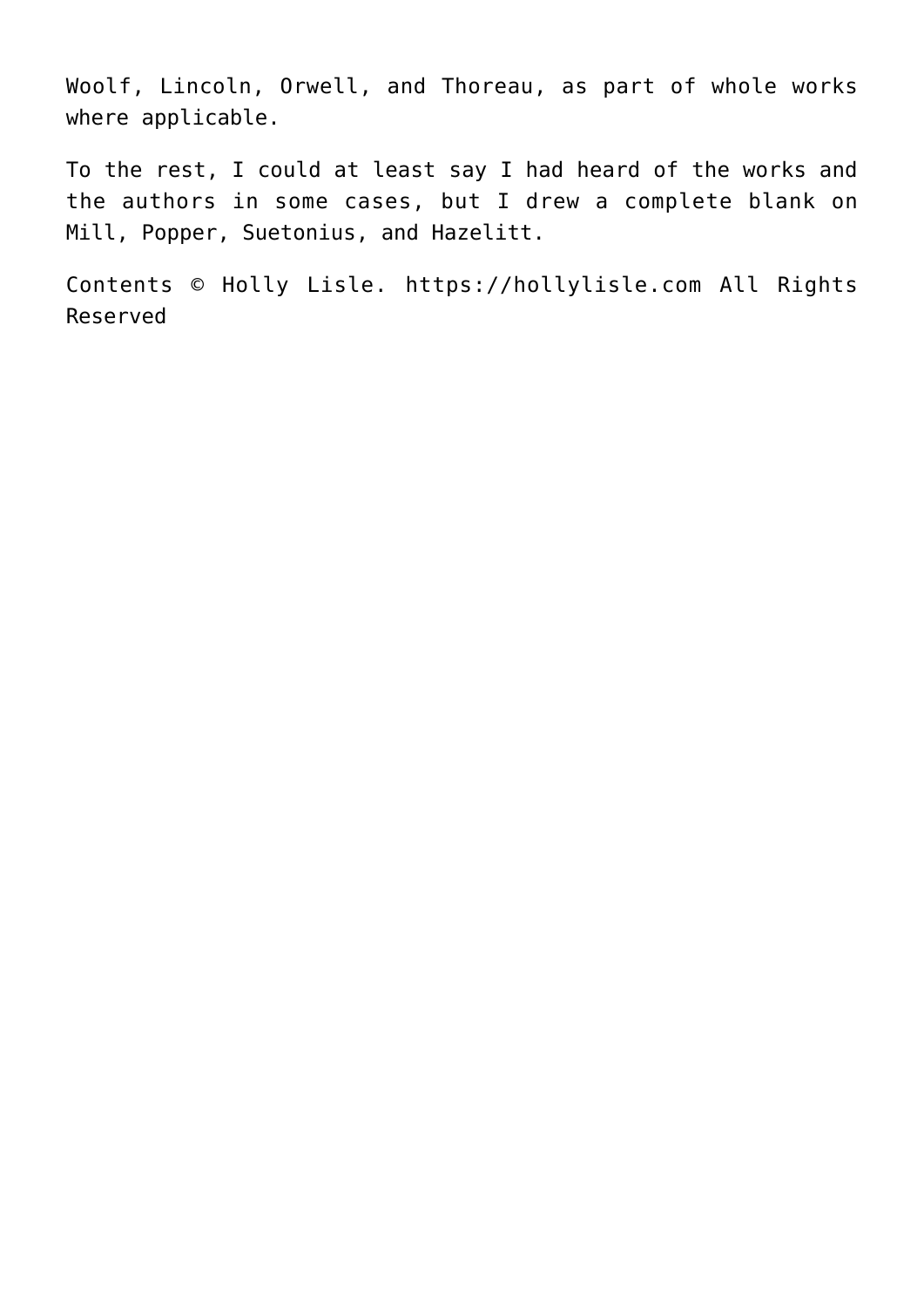Woolf, Lincoln, Orwell, and Thoreau, as part of whole works where applicable.

To the rest, I could at least say I had heard of the works and the authors in some cases, but I drew a complete blank on Mill, Popper, Suetonius, and Hazelitt.

Contents © Holly Lisle. https://hollylisle.com All Rights Reserved